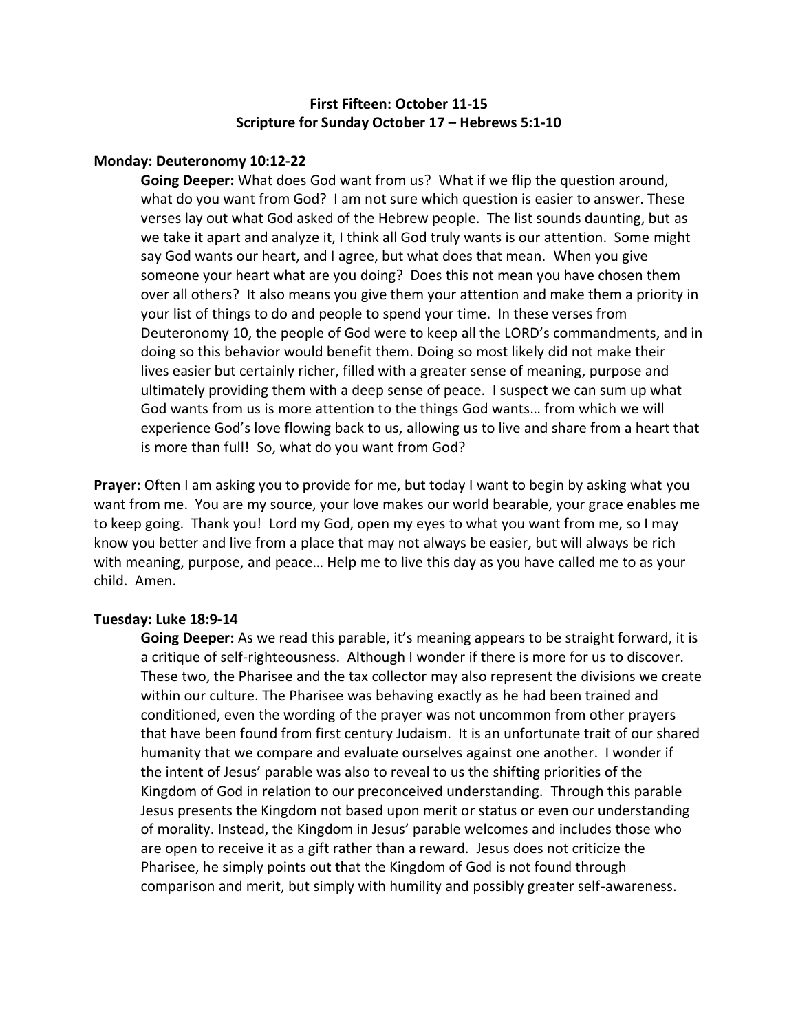**First Fifteen: October 11-15**
**Scripture for Sunday October 17 – Hebrews 5:1-10**

**Monday: Deuteronomy 10:12-22**

**Going Deeper:** What does God want from us? What if we flip the question around, what do you want from God? I am not sure which question is easier to answer. These verses lay out what God asked of the Hebrew people. The list sounds daunting, but as we take it apart and analyze it, I think all God truly wants is our attention. Some might say God wants our heart, and I agree, but what does that mean. When you give someone your heart what are you doing? Does this not mean you have chosen them over all others? It also means you give them your attention and make them a priority in your list of things to do and people to spend your time. In these verses from Deuteronomy 10, the people of God were to keep all the LORD's commandments, and in doing so this behavior would benefit them. Doing so most likely did not make their lives easier but certainly richer, filled with a greater sense of meaning, purpose and ultimately providing them with a deep sense of peace. I suspect we can sum up what God wants from us is more attention to the things God wants… from which we will experience God's love flowing back to us, allowing us to live and share from a heart that is more than full! So, what do you want from God?

**Prayer:** Often I am asking you to provide for me, but today I want to begin by asking what you want from me. You are my source, your love makes our world bearable, your grace enables me to keep going. Thank you! Lord my God, open my eyes to what you want from me, so I may know you better and live from a place that may not always be easier, but will always be rich with meaning, purpose, and peace… Help me to live this day as you have called me to as your child. Amen.

**Tuesday: Luke 18:9-14**

**Going Deeper:** As we read this parable, it's meaning appears to be straight forward, it is a critique of self-righteousness. Although I wonder if there is more for us to discover. These two, the Pharisee and the tax collector may also represent the divisions we create within our culture. The Pharisee was behaving exactly as he had been trained and conditioned, even the wording of the prayer was not uncommon from other prayers that have been found from first century Judaism. It is an unfortunate trait of our shared humanity that we compare and evaluate ourselves against one another. I wonder if the intent of Jesus' parable was also to reveal to us the shifting priorities of the Kingdom of God in relation to our preconceived understanding. Through this parable Jesus presents the Kingdom not based upon merit or status or even our understanding of morality. Instead, the Kingdom in Jesus' parable welcomes and includes those who are open to receive it as a gift rather than a reward. Jesus does not criticize the Pharisee, he simply points out that the Kingdom of God is not found through comparison and merit, but simply with humility and possibly greater self-awareness.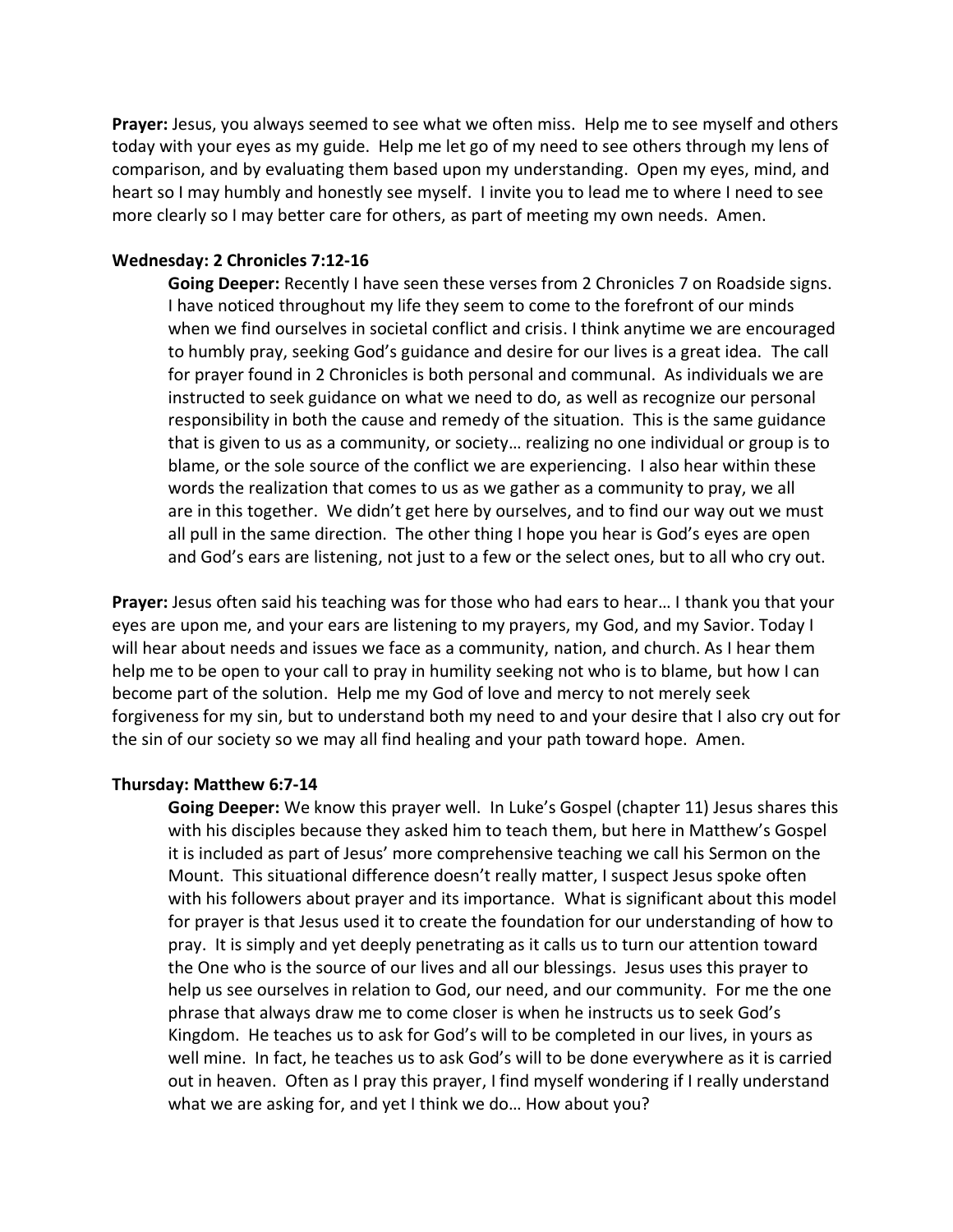**Prayer:** Jesus, you always seemed to see what we often miss. Help me to see myself and others today with your eyes as my guide. Help me let go of my need to see others through my lens of comparison, and by evaluating them based upon my understanding. Open my eyes, mind, and heart so I may humbly and honestly see myself. I invite you to lead me to where I need to see more clearly so I may better care for others, as part of meeting my own needs. Amen.

**Wednesday: 2 Chronicles 7:12-16**

> **Going Deeper:** Recently I have seen these verses from 2 Chronicles 7 on Roadside signs. I have noticed throughout my life they seem to come to the forefront of our minds when we find ourselves in societal conflict and crisis. I think anytime we are encouraged to humbly pray, seeking God's guidance and desire for our lives is a great idea. The call for prayer found in 2 Chronicles is both personal and communal. As individuals we are instructed to seek guidance on what we need to do, as well as recognize our personal responsibility in both the cause and remedy of the situation. This is the same guidance that is given to us as a community, or society… realizing no one individual or group is to blame, or the sole source of the conflict we are experiencing. I also hear within these words the realization that comes to us as we gather as a community to pray, we all are in this together. We didn't get here by ourselves, and to find our way out we must all pull in the same direction. The other thing I hope you hear is God's eyes are open and God's ears are listening, not just to a few or the select ones, but to all who cry out.

**Prayer:** Jesus often said his teaching was for those who had ears to hear… I thank you that your eyes are upon me, and your ears are listening to my prayers, my God, and my Savior. Today I will hear about needs and issues we face as a community, nation, and church. As I hear them help me to be open to your call to pray in humility seeking not who is to blame, but how I can become part of the solution. Help me my God of love and mercy to not merely seek forgiveness for my sin, but to understand both my need to and your desire that I also cry out for the sin of our society so we may all find healing and your path toward hope. Amen.

**Thursday: Matthew 6:7-14**

> **Going Deeper:** We know this prayer well. In Luke's Gospel (chapter 11) Jesus shares this with his disciples because they asked him to teach them, but here in Matthew's Gospel it is included as part of Jesus' more comprehensive teaching we call his Sermon on the Mount. This situational difference doesn't really matter, I suspect Jesus spoke often with his followers about prayer and its importance. What is significant about this model for prayer is that Jesus used it to create the foundation for our understanding of how to pray. It is simply and yet deeply penetrating as it calls us to turn our attention toward the One who is the source of our lives and all our blessings. Jesus uses this prayer to help us see ourselves in relation to God, our need, and our community. For me the one phrase that always draw me to come closer is when he instructs us to seek God's Kingdom. He teaches us to ask for God's will to be completed in our lives, in yours as well mine. In fact, he teaches us to ask God's will to be done everywhere as it is carried out in heaven. Often as I pray this prayer, I find myself wondering if I really understand what we are asking for, and yet I think we do… How about you?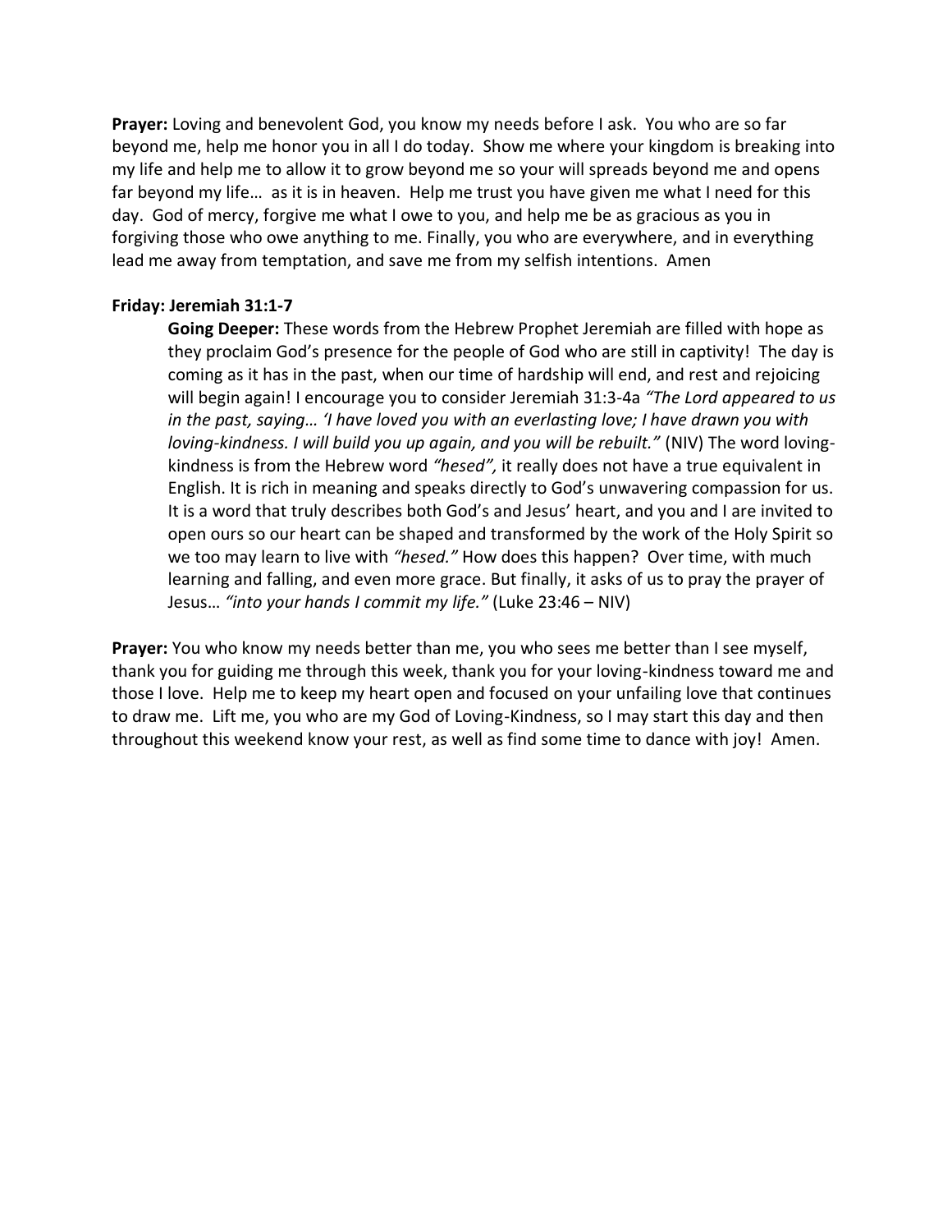**Prayer:** Loving and benevolent God, you know my needs before I ask. You who are so far beyond me, help me honor you in all I do today. Show me where your kingdom is breaking into my life and help me to allow it to grow beyond me so your will spreads beyond me and opens far beyond my life… as it is in heaven. Help me trust you have given me what I need for this day. God of mercy, forgive me what I owe to you, and help me be as gracious as you in forgiving those who owe anything to me. Finally, you who are everywhere, and in everything lead me away from temptation, and save me from my selfish intentions. Amen

**Friday: Jeremiah 31:1-7**

> **Going Deeper:** These words from the Hebrew Prophet Jeremiah are filled with hope as they proclaim God's presence for the people of God who are still in captivity! The day is coming as it has in the past, when our time of hardship will end, and rest and rejoicing will begin again! I encourage you to consider Jeremiah 31:3-4a *"The Lord appeared to us in the past, saying… 'I have loved you with an everlasting love; I have drawn you with loving-kindness. I will build you up again, and you will be rebuilt."* (NIV) The word loving-kindness is from the Hebrew word *"hesed",* it really does not have a true equivalent in English. It is rich in meaning and speaks directly to God's unwavering compassion for us. It is a word that truly describes both God's and Jesus' heart, and you and I are invited to open ours so our heart can be shaped and transformed by the work of the Holy Spirit so we too may learn to live with *"hesed."* How does this happen? Over time, with much learning and falling, and even more grace. But finally, it asks of us to pray the prayer of Jesus… *"into your hands I commit my life."* (Luke 23:46 – NIV)

**Prayer:** You who know my needs better than me, you who sees me better than I see myself, thank you for guiding me through this week, thank you for your loving-kindness toward me and those I love. Help me to keep my heart open and focused on your unfailing love that continues to draw me. Lift me, you who are my God of Loving-Kindness, so I may start this day and then throughout this weekend know your rest, as well as find some time to dance with joy! Amen.